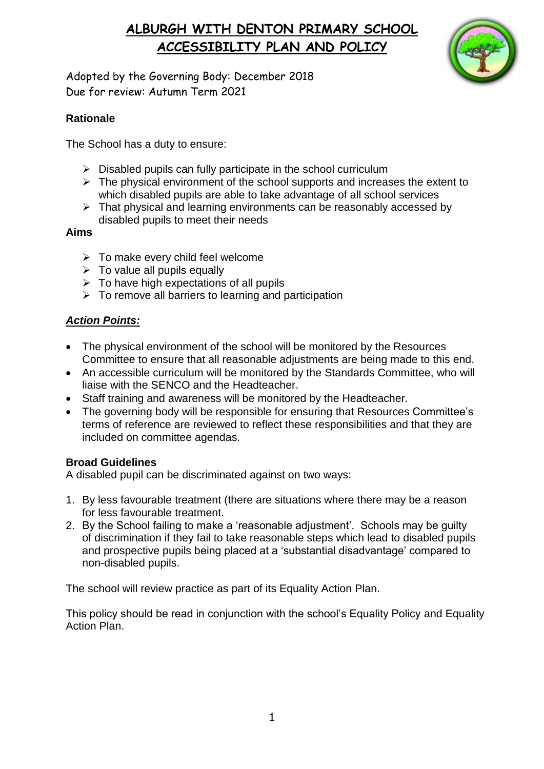# ALBURGH WITH DENTON PRIMARY SCHOOL
# ACCESSIBILITY PLAN AND POLICY

Adopted by the Governing Body: December 2018
Due for review: Autumn Term 2021

**Rationale**

The School has a duty to ensure:

- Disabled pupils can fully participate in the school curriculum
- The physical environment of the school supports and increases the extent to which disabled pupils are able to take advantage of all school services
- That physical and learning environments can be reasonably accessed by disabled pupils to meet their needs

**Aims**

- To make every child feel welcome
- To value all pupils equally
- To have high expectations of all pupils
- To remove all barriers to learning and participation

***Action Points:***

- The physical environment of the school will be monitored by the Resources Committee to ensure that all reasonable adjustments are being made to this end.
- An accessible curriculum will be monitored by the Standards Committee, who will liaise with the SENCO and the Headteacher.
- Staff training and awareness will be monitored by the Headteacher.
- The governing body will be responsible for ensuring that Resources Committee's terms of reference are reviewed to reflect these responsibilities and that they are included on committee agendas.

**Broad Guidelines**

A disabled pupil can be discriminated against on two ways:

1. By less favourable treatment (there are situations where there may be a reason for less favourable treatment.
2. By the School failing to make a 'reasonable adjustment'. Schools may be guilty of discrimination if they fail to take reasonable steps which lead to disabled pupils and prospective pupils being placed at a 'substantial disadvantage' compared to non-disabled pupils.

The school will review practice as part of its Equality Action Plan.

This policy should be read in conjunction with the school's Equality Policy and Equality Action Plan.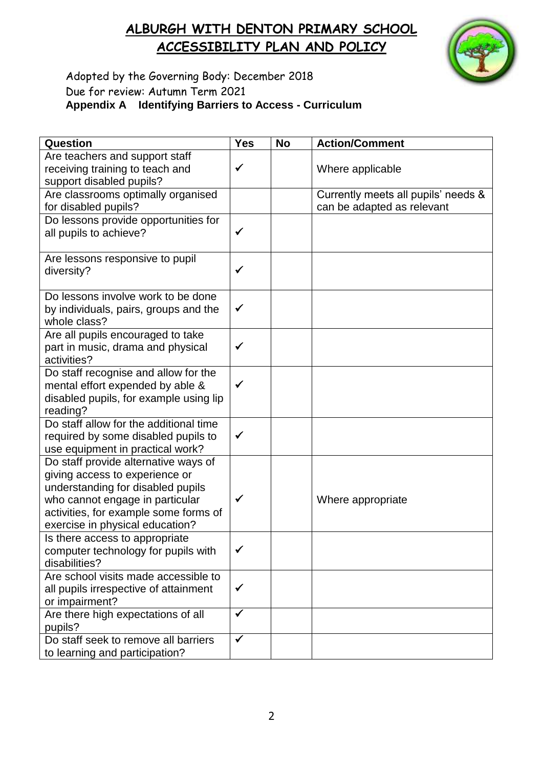# ALBURGH WITH DENTON PRIMARY SCHOOL
# ACCESSIBILITY PLAN AND POLICY

Adopted by the Governing Body: December 2018
Due for review: Autumn Term 2021

**Appendix A Identifying Barriers to Access - Curriculum**

| Question | Yes | No | Action/Comment |
|---|---|---|---|
| Are teachers and support staff receiving training to teach and support disabled pupils? | ✓ | | Where applicable |
| Are classrooms optimally organised for disabled pupils? | | | Currently meets all pupils' needs & can be adapted as relevant |
| Do lessons provide opportunities for all pupils to achieve? | ✓ | | |
| Are lessons responsive to pupil diversity? | ✓ | | |
| Do lessons involve work to be done by individuals, pairs, groups and the whole class? | ✓ | | |
| Are all pupils encouraged to take part in music, drama and physical activities? | ✓ | | |
| Do staff recognise and allow for the mental effort expended by able & disabled pupils, for example using lip reading? | ✓ | | |
| Do staff allow for the additional time required by some disabled pupils to use equipment in practical work? | ✓ | | |
| Do staff provide alternative ways of giving access to experience or understanding for disabled pupils who cannot engage in particular activities, for example some forms of exercise in physical education? | ✓ | | Where appropriate |
| Is there access to appropriate computer technology for pupils with disabilities? | ✓ | | |
| Are school visits made accessible to all pupils irrespective of attainment or impairment? | ✓ | | |
| Are there high expectations of all pupils? | ✓ | | |
| Do staff seek to remove all barriers to learning and participation? | ✓ | | |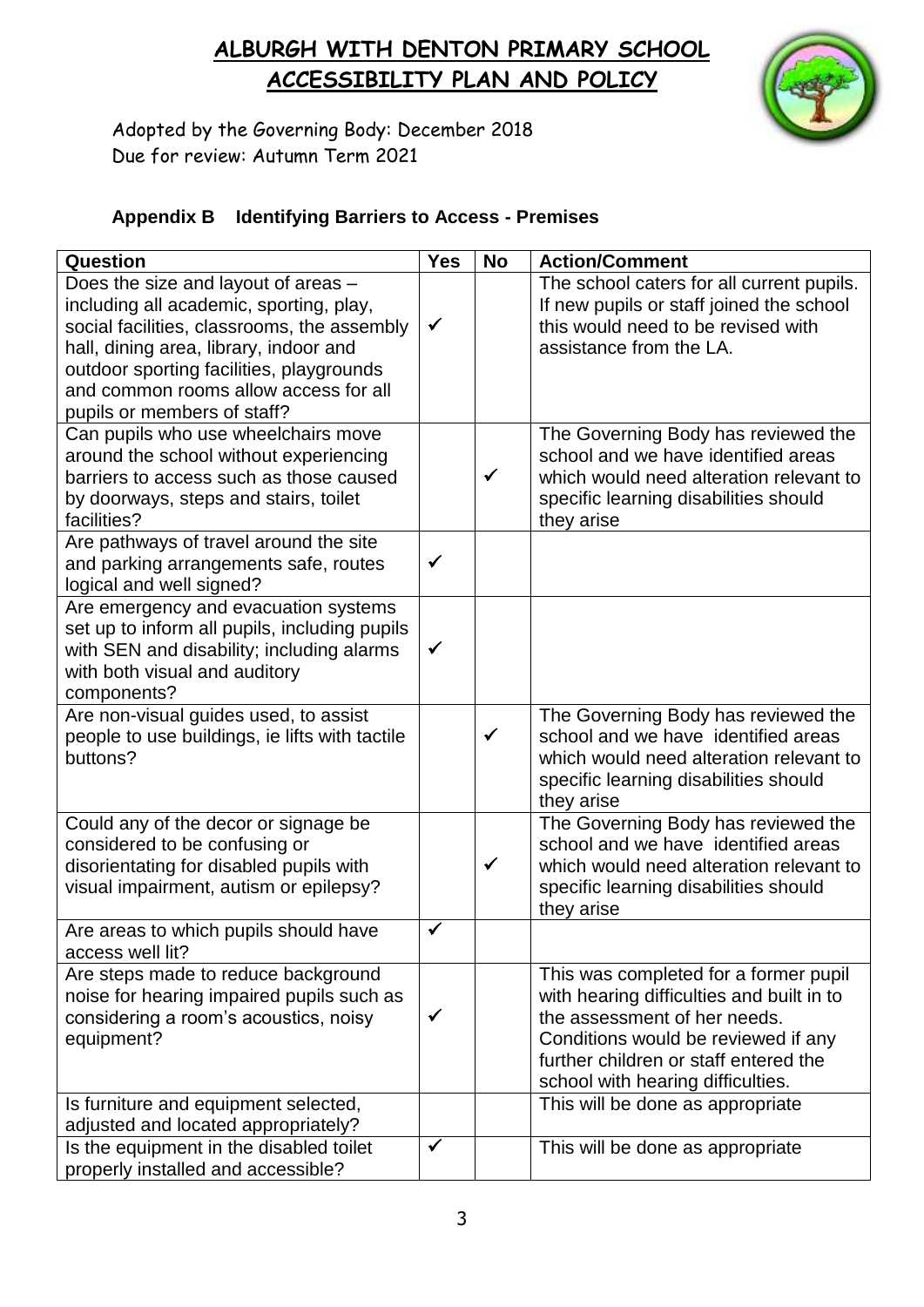# ALBURGH WITH DENTON PRIMARY SCHOOL
# ACCESSIBILITY PLAN AND POLICY

Adopted by the Governing Body: December 2018
Due for review: Autumn Term 2021

### Appendix B Identifying Barriers to Access - Premises

| Question | Yes | No | Action/Comment |
|---|---|---|---|
| Does the size and layout of areas – including all academic, sporting, play, social facilities, classrooms, the assembly hall, dining area, library, indoor and outdoor sporting facilities, playgrounds and common rooms allow access for all pupils or members of staff? | ✓ | | The school caters for all current pupils. If new pupils or staff joined the school this would need to be revised with assistance from the LA. |
| Can pupils who use wheelchairs move around the school without experiencing barriers to access such as those caused by doorways, steps and stairs, toilet facilities? | | ✓ | The Governing Body has reviewed the school and we have identified areas which would need alteration relevant to specific learning disabilities should they arise |
| Are pathways of travel around the site and parking arrangements safe, routes logical and well signed? | ✓ | | |
| Are emergency and evacuation systems set up to inform all pupils, including pupils with SEN and disability; including alarms with both visual and auditory components? | ✓ | | |
| Are non-visual guides used, to assist people to use buildings, ie lifts with tactile buttons? | | ✓ | The Governing Body has reviewed the school and we have identified areas which would need alteration relevant to specific learning disabilities should they arise |
| Could any of the decor or signage be considered to be confusing or disorientating for disabled pupils with visual impairment, autism or epilepsy? | | ✓ | The Governing Body has reviewed the school and we have identified areas which would need alteration relevant to specific learning disabilities should they arise |
| Are areas to which pupils should have access well lit? | ✓ | | |
| Are steps made to reduce background noise for hearing impaired pupils such as considering a room's acoustics, noisy equipment? | ✓ | | This was completed for a former pupil with hearing difficulties and built in to the assessment of her needs. Conditions would be reviewed if any further children or staff entered the school with hearing difficulties. |
| Is furniture and equipment selected, adjusted and located appropriately? | | | This will be done as appropriate |
| Is the equipment in the disabled toilet properly installed and accessible? | ✓ | | This will be done as appropriate |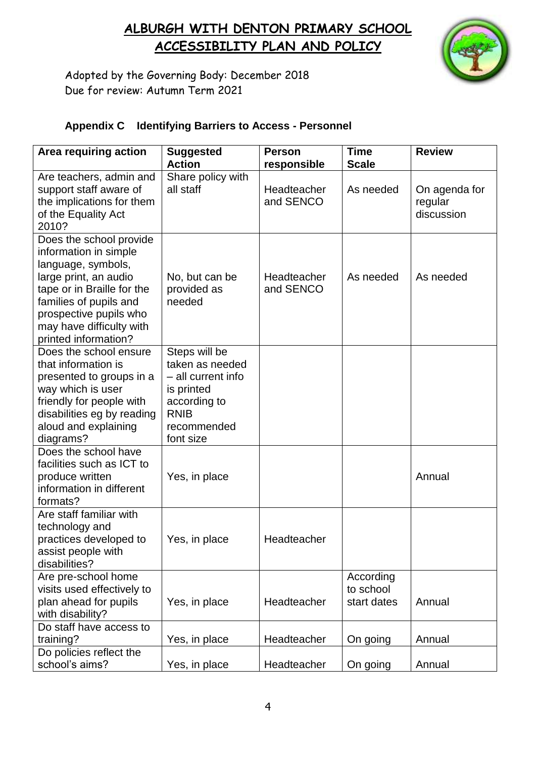# ALBURGH WITH DENTON PRIMARY SCHOOL
# ACCESSIBILITY PLAN AND POLICY

Adopted by the Governing Body: December 2018
Due for review: Autumn Term 2021

### Appendix C Identifying Barriers to Access - Personnel

| Area requiring action | Suggested Action | Person responsible | Time Scale | Review |
|---|---|---|---|---|
| Are teachers, admin and support staff aware of the implications for them of the Equality Act 2010? | Share policy with all staff | Headteacher and SENCO | As needed | On agenda for regular discussion |
| Does the school provide information in simple language, symbols, large print, an audio tape or in Braille for the families of pupils and prospective pupils who may have difficulty with printed information? | No, but can be provided as needed | Headteacher and SENCO | As needed | As needed |
| Does the school ensure that information is presented to groups in a way which is user friendly for people with disabilities eg by reading aloud and explaining diagrams? | Steps will be taken as needed – all current info is printed according to RNIB recommended font size | | | |
| Does the school have facilities such as ICT to produce written information in different formats? | Yes, in place | | | Annual |
| Are staff familiar with technology and practices developed to assist people with disabilities? | Yes, in place | Headteacher | | |
| Are pre-school home visits used effectively to plan ahead for pupils with disability? | Yes, in place | Headteacher | According to school start dates | Annual |
| Do staff have access to training? | Yes, in place | Headteacher | On going | Annual |
| Do policies reflect the school's aims? | Yes, in place | Headteacher | On going | Annual |